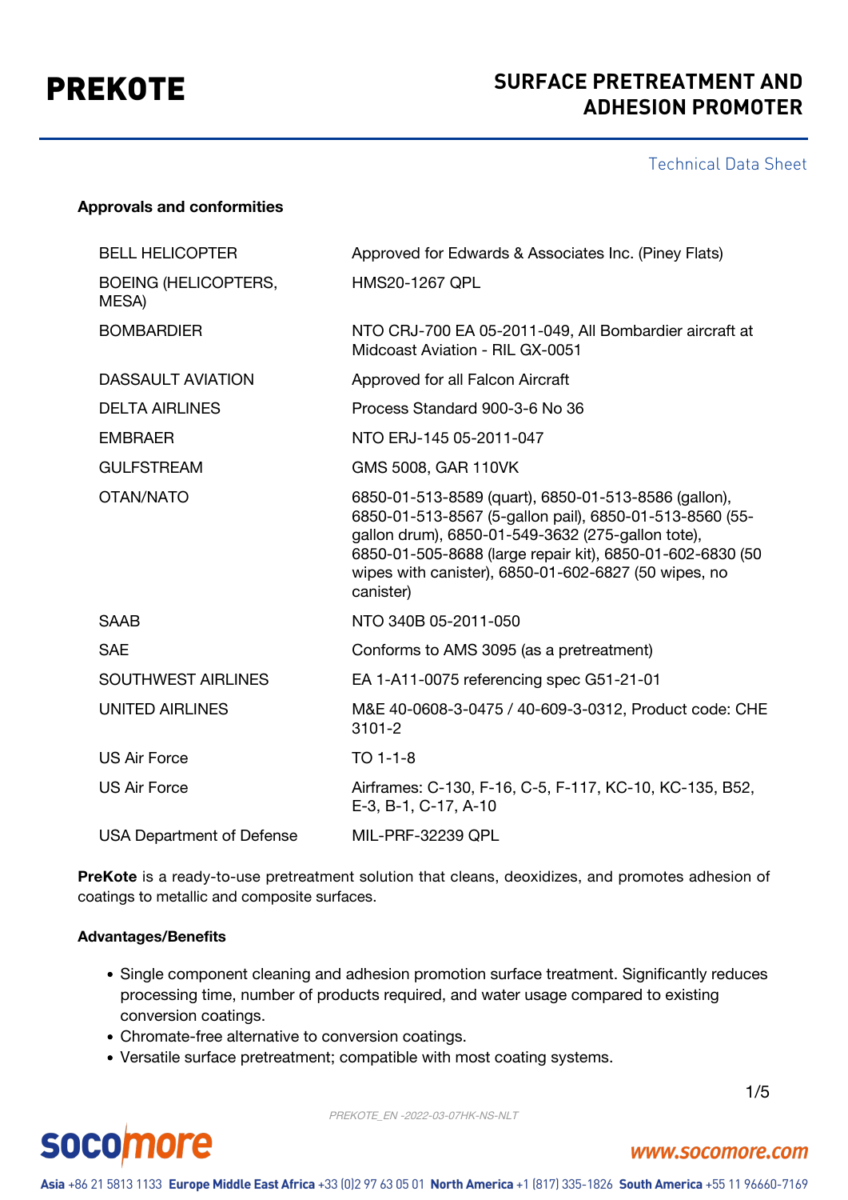# PREKOTE

## SURFACE PRETREATMENT AND ADHESION PROMOTER

Technical Data Sheet

**Approvals and conformities**

| | |
|---|---|
| BELL HELICOPTER | Approved for Edwards & Associates Inc. (Piney Flats) |
| BOEING (HELICOPTERS, MESA) | HMS20-1267 QPL |
| BOMBARDIER | NTO CRJ-700 EA 05-2011-049, All Bombardier aircraft at Midcoast Aviation - RIL GX-0051 |
| DASSAULT AVIATION | Approved for all Falcon Aircraft |
| DELTA AIRLINES | Process Standard 900-3-6 No 36 |
| EMBRAER | NTO ERJ-145 05-2011-047 |
| GULFSTREAM | GMS 5008, GAR 110VK |
| OTAN/NATO | 6850-01-513-8589 (quart), 6850-01-513-8586 (gallon), 6850-01-513-8567 (5-gallon pail), 6850-01-513-8560 (55-gallon drum), 6850-01-549-3632 (275-gallon tote), 6850-01-505-8688 (large repair kit), 6850-01-602-6830 (50 wipes with canister), 6850-01-602-6827 (50 wipes, no canister) |
| SAAB | NTO 340B 05-2011-050 |
| SAE | Conforms to AMS 3095 (as a pretreatment) |
| SOUTHWEST AIRLINES | EA 1-A11-0075 referencing spec G51-21-01 |
| UNITED AIRLINES | M&E 40-0608-3-0475 / 40-609-3-0312, Product code: CHE 3101-2 |
| US Air Force | TO 1-1-8 |
| US Air Force | Airframes: C-130, F-16, C-5, F-117, KC-10, KC-135, B52, E-3, B-1, C-17, A-10 |
| USA Department of Defense | MIL-PRF-32239 QPL |

**PreKote** is a ready-to-use pretreatment solution that cleans, deoxidizes, and promotes adhesion of coatings to metallic and composite surfaces.

**Advantages/Benefits**

- Single component cleaning and adhesion promotion surface treatment. Significantly reduces processing time, number of products required, and water usage compared to existing conversion coatings.
- Chromate-free alternative to conversion coatings.
- Versatile surface pretreatment; compatible with most coating systems.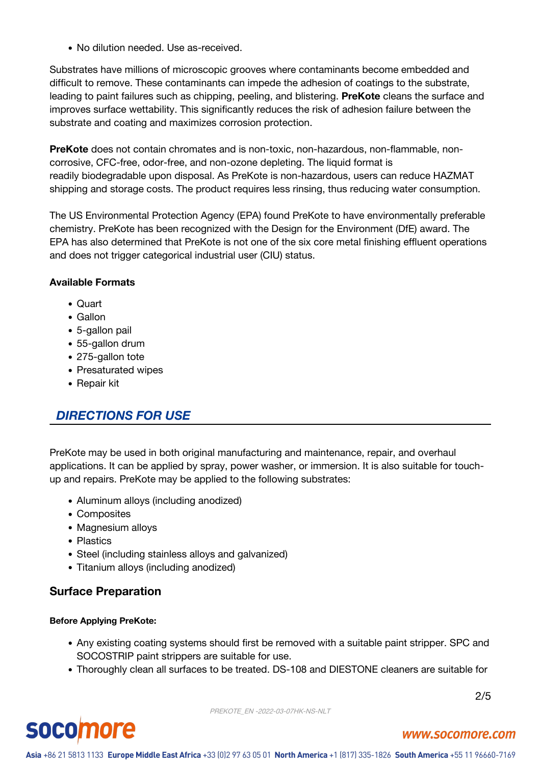- No dilution needed. Use as-received.

Substrates have millions of microscopic grooves where contaminants become embedded and difficult to remove. These contaminants can impede the adhesion of coatings to the substrate, leading to paint failures such as chipping, peeling, and blistering. **PreKote** cleans the surface and improves surface wettability. This significantly reduces the risk of adhesion failure between the substrate and coating and maximizes corrosion protection.

**PreKote** does not contain chromates and is non-toxic, non-hazardous, non-flammable, non-corrosive, CFC-free, odor-free, and non-ozone depleting. The liquid format is readily biodegradable upon disposal. As PreKote is non-hazardous, users can reduce HAZMAT shipping and storage costs. The product requires less rinsing, thus reducing water consumption.

The US Environmental Protection Agency (EPA) found PreKote to have environmentally preferable chemistry. PreKote has been recognized with the Design for the Environment (DfE) award. The EPA has also determined that PreKote is not one of the six core metal finishing effluent operations and does not trigger categorical industrial user (CIU) status.

**Available Formats**

- Quart
- Gallon
- 5-gallon pail
- 55-gallon drum
- 275-gallon tote
- Presaturated wipes
- Repair kit

## *DIRECTIONS FOR USE*

PreKote may be used in both original manufacturing and maintenance, repair, and overhaul applications. It can be applied by spray, power washer, or immersion. It is also suitable for touch-up and repairs. PreKote may be applied to the following substrates:

- Aluminum alloys (including anodized)
- Composites
- Magnesium alloys
- Plastics
- Steel (including stainless alloys and galvanized)
- Titanium alloys (including anodized)

### Surface Preparation

**Before Applying PreKote:**

- Any existing coating systems should first be removed with a suitable paint stripper. SPC and SOCOSTRIP paint strippers are suitable for use.
- Thoroughly clean all surfaces to be treated. DS-108 and DIESTONE cleaners are suitable for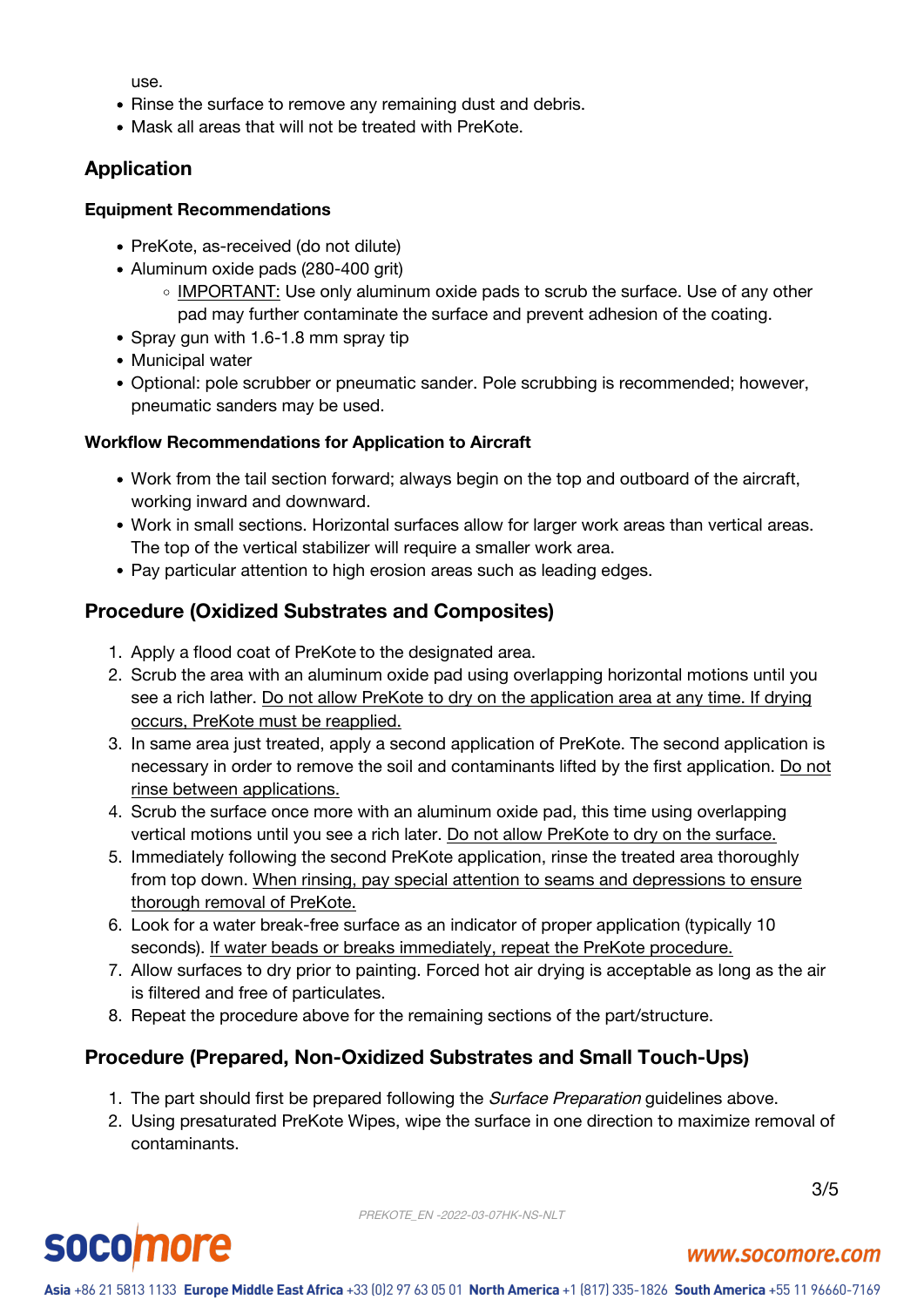use.

- Rinse the surface to remove any remaining dust and debris.
- Mask all areas that will not be treated with PreKote.

## Application

### Equipment Recommendations

- PreKote, as-received (do not dilute)
- Aluminum oxide pads (280-400 grit)
    - IMPORTANT: Use only aluminum oxide pads to scrub the surface. Use of any other pad may further contaminate the surface and prevent adhesion of the coating.
- Spray gun with 1.6-1.8 mm spray tip
- Municipal water
- Optional: pole scrubber or pneumatic sander. Pole scrubbing is recommended; however, pneumatic sanders may be used.

### Workflow Recommendations for Application to Aircraft

- Work from the tail section forward; always begin on the top and outboard of the aircraft, working inward and downward.
- Work in small sections. Horizontal surfaces allow for larger work areas than vertical areas. The top of the vertical stabilizer will require a smaller work area.
- Pay particular attention to high erosion areas such as leading edges.

## Procedure (Oxidized Substrates and Composites)

1. Apply a flood coat of PreKote to the designated area.
2. Scrub the area with an aluminum oxide pad using overlapping horizontal motions until you see a rich lather. Do not allow PreKote to dry on the application area at any time. If drying occurs, PreKote must be reapplied.
3. In same area just treated, apply a second application of PreKote. The second application is necessary in order to remove the soil and contaminants lifted by the first application. Do not rinse between applications.
4. Scrub the surface once more with an aluminum oxide pad, this time using overlapping vertical motions until you see a rich later. Do not allow PreKote to dry on the surface.
5. Immediately following the second PreKote application, rinse the treated area thoroughly from top down. When rinsing, pay special attention to seams and depressions to ensure thorough removal of PreKote.
6. Look for a water break-free surface as an indicator of proper application (typically 10 seconds). If water beads or breaks immediately, repeat the PreKote procedure.
7. Allow surfaces to dry prior to painting. Forced hot air drying is acceptable as long as the air is filtered and free of particulates.
8. Repeat the procedure above for the remaining sections of the part/structure.

## Procedure (Prepared, Non-Oxidized Substrates and Small Touch-Ups)

1. The part should first be prepared following the *Surface Preparation* guidelines above.
2. Using presaturated PreKote Wipes, wipe the surface in one direction to maximize removal of contaminants.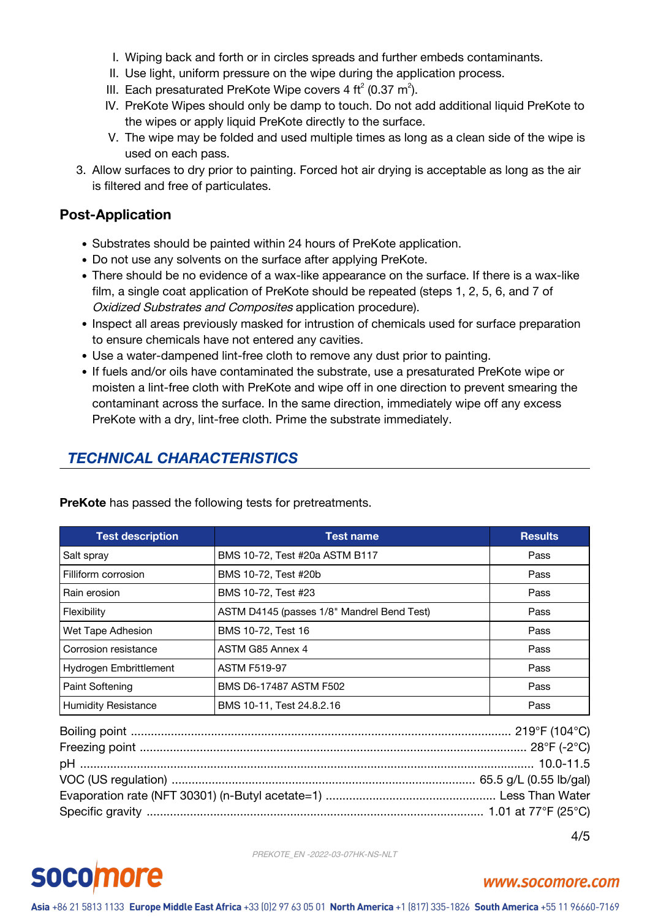I. Wiping back and forth or in circles spreads and further embeds contaminants.
   II. Use light, uniform pressure on the wipe during the application process.
   III. Each presaturated PreKote Wipe covers 4 $ft^2$ (0.37 $m^2$).
   IV. PreKote Wipes should only be damp to touch. Do not add additional liquid PreKote to the wipes or apply liquid PreKote directly to the surface.
   V. The wipe may be folded and used multiple times as long as a clean side of the wipe is used on each pass.
3. Allow surfaces to dry prior to painting. Forced hot air drying is acceptable as long as the air is filtered and free of particulates.

### Post-Application

- Substrates should be painted within 24 hours of PreKote application.
- Do not use any solvents on the surface after applying PreKote.
- There should be no evidence of a wax-like appearance on the surface. If there is a wax-like film, a single coat application of PreKote should be repeated (steps 1, 2, 5, 6, and 7 of *Oxidized Substrates and Composites* application procedure).
- Inspect all areas previously masked for intrustion of chemicals used for surface preparation to ensure chemicals have not entered any cavities.
- Use a water-dampened lint-free cloth to remove any dust prior to painting.
- If fuels and/or oils have contaminated the substrate, use a presaturated PreKote wipe or moisten a lint-free cloth with PreKote and wipe off in one direction to prevent smearing the contaminant across the surface. In the same direction, immediately wipe off any excess PreKote with a dry, lint-free cloth. Prime the substrate immediately.

## *TECHNICAL CHARACTERISTICS*

**PreKote** has passed the following tests for pretreatments.

| Test description | Test name | Results |
|---|---|---|
| Salt spray | BMS 10-72, Test #20a ASTM B117 | Pass |
| Filliform corrosion | BMS 10-72, Test #20b | Pass |
| Rain erosion | BMS 10-72, Test #23 | Pass |
| Flexibility | ASTM D4145 (passes 1/8" Mandrel Bend Test) | Pass |
| Wet Tape Adhesion | BMS 10-72, Test 16 | Pass |
| Corrosion resistance | ASTM G85 Annex 4 | Pass |
| Hydrogen Embrittlement | ASTM F519-97 | Pass |
| Paint Softening | BMS D6-17487 ASTM F502 | Pass |
| Humidity Resistance | BMS 10-11, Test 24.8.2.16 | Pass |

Boiling point .......... 219°F (104°C)
Freezing point .......... 28°F (-2°C)
pH .......... 10.0-11.5
VOC (US regulation) .......... 65.5 g/L (0.55 lb/gal)
Evaporation rate (NFT 30301) (n-Butyl acetate=1) .......... Less Than Water
Specific gravity .......... 1.01 at 77°F (25°C)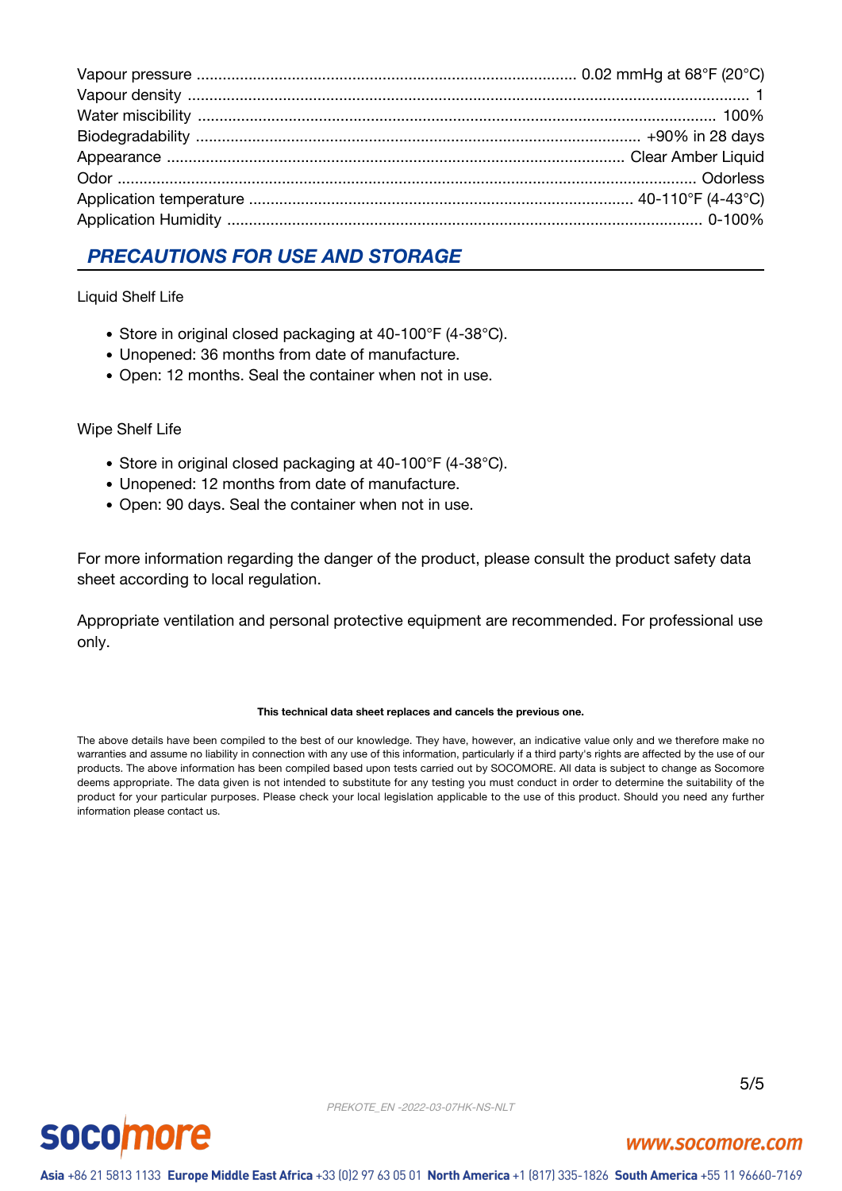Vapour pressure ........................................................................................ 0.02 mmHg at 68°F (20°C)
Vapour density ................................................................................................................................ 1
Water miscibility .......................................................................................................................... 100%
Biodegradability ..................................................................................................... +90% in 28 days
Appearance .......................................................................................................... Clear Amber Liquid
Odor ...................................................................................................................................... Odorless
Application temperature ........................................................................................ 40-110°F (4-43°C)
Application Humidity .................................................................................................................. 0-100%

## PRECAUTIONS FOR USE AND STORAGE

Liquid Shelf Life

- Store in original closed packaging at 40-100°F (4-38°C).
- Unopened: 36 months from date of manufacture.
- Open: 12 months. Seal the container when not in use.

Wipe Shelf Life

- Store in original closed packaging at 40-100°F (4-38°C).
- Unopened: 12 months from date of manufacture.
- Open: 90 days. Seal the container when not in use.

For more information regarding the danger of the product, please consult the product safety data sheet according to local regulation.

Appropriate ventilation and personal protective equipment are recommended. For professional use only.

**This technical data sheet replaces and cancels the previous one.**

The above details have been compiled to the best of our knowledge. They have, however, an indicative value only and we therefore make no warranties and assume no liability in connection with any use of this information, particularly if a third party's rights are affected by the use of our products. The above information has been compiled based upon tests carried out by SOCOMORE. All data is subject to change as Socomore deems appropriate. The data given is not intended to substitute for any testing you must conduct in order to determine the suitability of the product for your particular purposes. Please check your local legislation applicable to the use of this product. Should you need any further information please contact us.